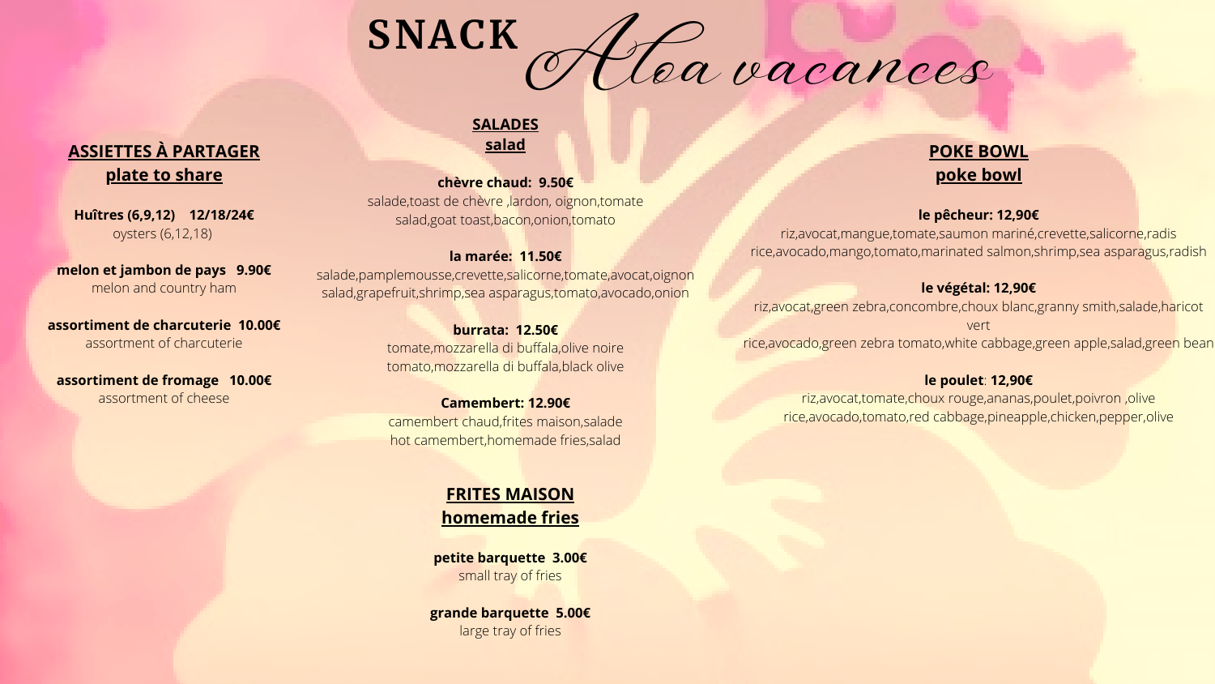# SNACK Aloa vacances

## ASSIETTES À PARTAGER
## plate to share

**Huîtres (6,9,12)    12/18/24€**
oysters (6,12,18)

**melon et jambon de pays   9.90€**
melon and country ham

**assortiment de charcuterie  10.00€**
assortment of charcuterie

**assortiment de fromage   10.00€**
assortment of cheese

## SALADES
## salad

**chèvre chaud:  9.50€**
salade,toast de chèvre ,lardon, oignon,tomate
salad,goat toast,bacon,onion,tomato

**la marée:  11.50€**
salade,pamplemousse,crevette,salicorne,tomate,avocat,oignon
salad,grapefruit,shrimp,sea asparagus,tomato,avocado,onion

**burrata:  12.50€**
tomate,mozzarella di buffala,olive noire
tomato,mozzarella di buffala,black olive

**Camembert: 12.90€**
camembert chaud,frites maison,salade
hot camembert,homemade fries,salad

## FRITES MAISON
## homemade fries

**petite barquette  3.00€**
small tray of fries

**grande barquette  5.00€**
large tray of fries

## POKE BOWL
## poke bowl

**le pêcheur: 12,90€**
riz,avocat,mangue,tomate,saumon mariné,crevette,salicorne,radis
rice,avocado,mango,tomato,marinated salmon,shrimp,sea asparagus,radish

**le végétal: 12,90€**
riz,avocat,green zebra,concombre,choux blanc,granny smith,salade,haricot vert
rice,avocado,green zebra tomato,white cabbage,green apple,salad,green bean

**le poulet: 12,90€**
riz,avocat,tomate,choux rouge,ananas,poulet,poivron ,olive
rice,avocado,tomato,red cabbage,pineapple,chicken,pepper,olive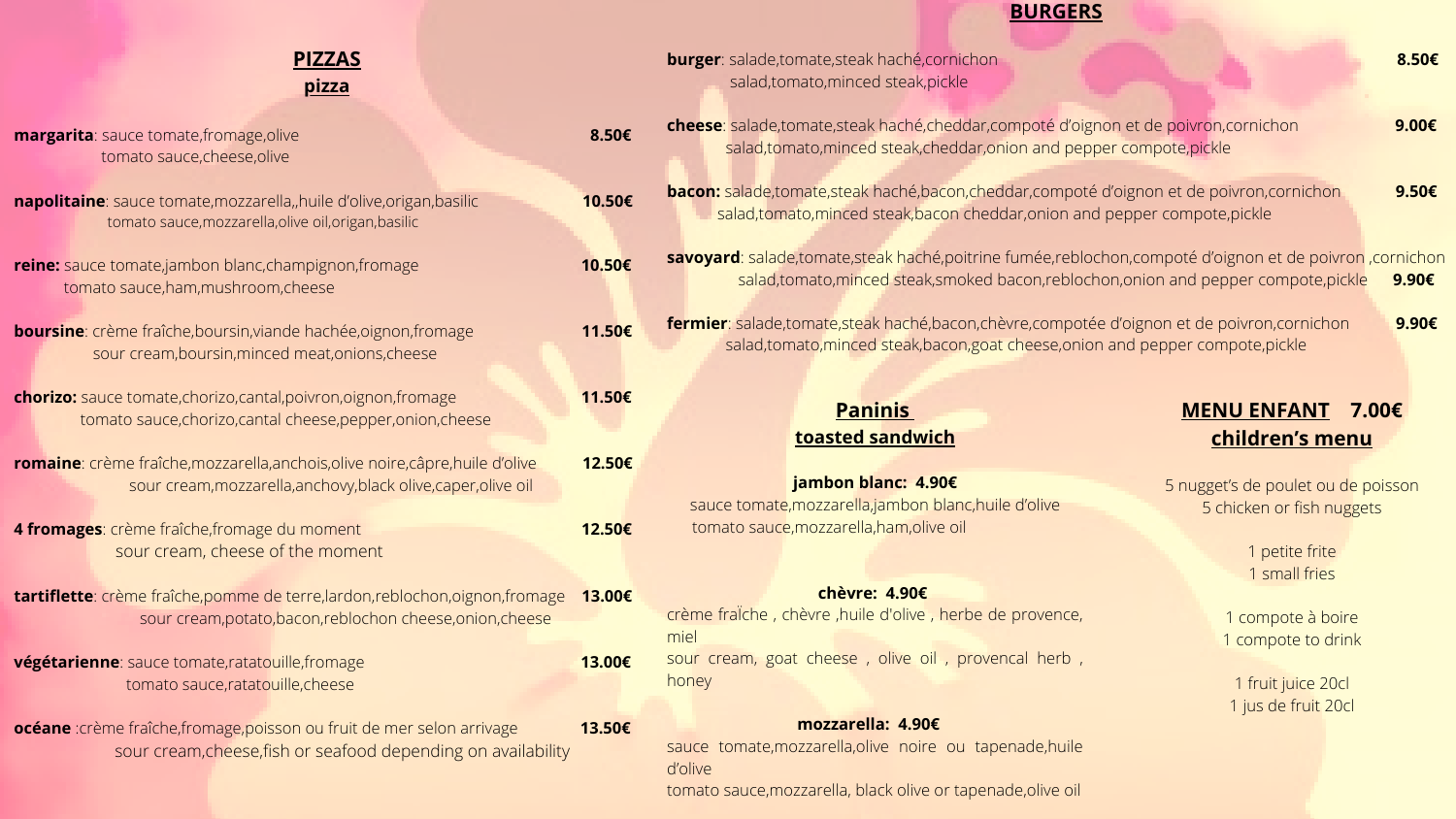## PIZZAS
## pizza

**margarita**: sauce tomate,fromage,olive **8.50€**
tomato sauce,cheese,olive

**napolitaine**: sauce tomate,mozzarella,,huile d'olive,origan,basilic **10.50€**
tomato sauce,mozzarella,olive oil,origan,basilic

**reine:** sauce tomate,jambon blanc,champignon,fromage **10.50€**
tomato sauce,ham,mushroom,cheese

**boursine**: crème fraîche,boursin,viande hachée,oignon,fromage **11.50€**
sour cream,boursin,minced meat,onions,cheese

**chorizo:** sauce tomate,chorizo,cantal,poivron,oignon,fromage **11.50€**
tomato sauce,chorizo,cantal cheese,pepper,onion,cheese

**romaine**: crème fraîche,mozzarella,anchois,olive noire,câpre,huile d'olive **12.50€**
sour cream,mozzarella,anchovy,black olive,caper,olive oil

**4 fromages**: crème fraîche,fromage du moment **12.50€**
sour cream, cheese of the moment

**tartiflette**: crème fraîche,pomme de terre,lardon,reblochon,oignon,fromage **13.00€**
sour cream,potato,bacon,reblochon cheese,onion,cheese

**végétarienne**: sauce tomate,ratatouille,fromage **13.00€**
tomato sauce,ratatouille,cheese

**océane** :crème fraîche,fromage,poisson ou fruit de mer selon arrivage **13.50€**
sour cream,cheese,fish or seafood depending on availability

## BURGERS

**burger**: salade,tomate,steak haché,cornichon **8.50€**
salad,tomato,minced steak,pickle

**cheese**: salade,tomate,steak haché,cheddar,compoté d'oignon et de poivron,cornichon **9.00€**
salad,tomato,minced steak,cheddar,onion and pepper compote,pickle

**bacon:** salade,tomate,steak haché,bacon,cheddar,compoté d'oignon et de poivron,cornichon **9.50€**
salad,tomato,minced steak,bacon cheddar,onion and pepper compote,pickle

**savoyard**: salade,tomate,steak haché,poitrine fumée,reblochon,compoté d'oignon et de poivron ,cornichon
salad,tomato,minced steak,smoked bacon,reblochon,onion and pepper compote,pickle **9.90€**

**fermier**: salade,tomate,steak haché,bacon,chèvre,compotée d'oignon et de poivron,cornichon **9.90€**
salad,tomato,minced steak,bacon,goat cheese,onion and pepper compote,pickle

## Paninis
## toasted sandwich

**jambon blanc: 4.90€**
sauce tomate,mozzarella,jambon blanc,huile d'olive
tomato sauce,mozzarella,ham,olive oil

**chèvre: 4.90€**
crème fraîche , chèvre ,huile d'olive , herbe de provence, miel
sour cream, goat cheese , olive oil , provencal herb , honey

**mozzarella: 4.90€**
sauce tomate,mozzarella,olive noire ou tapenade,huile d'olive
tomato sauce,mozzarella, black olive or tapenade,olive oil

## MENU ENFANT 7.00€
## children's menu

5 nugget's de poulet ou de poisson
5 chicken or fish nuggets

1 petite frite
1 small fries

1 compote à boire
1 compote to drink

1 fruit juice 20cl
1 jus de fruit 20cl